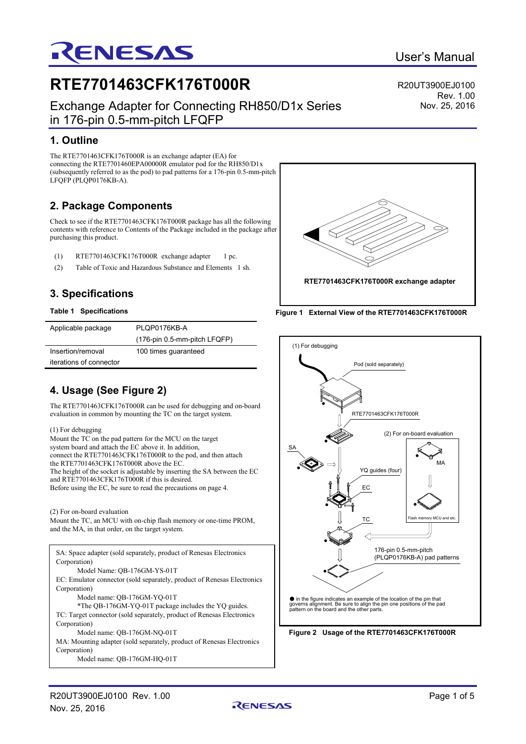# RTE7701463CFK176T000R

R20UT3900EJ0100
Rev. 1.00
Nov. 25, 2016

Exchange Adapter for Connecting RH850/D1x Series in 176-pin 0.5-mm-pitch LFQFP

User's Manual

## 1. Outline

The RTE7701463CFK176T000R is an exchange adapter (EA) for connecting the RTE7701460EPA00000R emulator pod for the RH850/D1x (subsequently referred to as the pod) to pad patterns for a 176-pin 0.5-mm-pitch LFQFP (PLQP0176KB-A).

## 2. Package Components

Check to see if the RTE7701463CFK176T000R package has all the following contents with reference to Contents of the Package included in the package after purchasing this product.

(1) RTE7701463CFK176T000R exchange adapter 1 pc.

(2) Table of Toxic and Hazardous Substance and Elements 1 sh.

RTE7701463CFK176T000R exchange adapter

**Figure 1 External View of the RTE7701463CFK176T000R**

## 3. Specifications

**Table 1 Specifications**

| | |
|---|---|
| Applicable package | PLQP0176KB-A (176-pin 0.5-mm-pitch LFQFP) |
| Insertion/removal iterations of connector | 100 times guaranteed |

## 4. Usage (See Figure 2)

The RTE7701463CFK176T000R can be used for debugging and on-board evaluation in common by mounting the TC on the target system.

(1) For debugging
Mount the TC on the pad pattern for the MCU on the target system board and attach the EC above it. In addition, connect the RTE7701463CFK176T000R to the pod, and then attach the RTE7701463CFK176T000R above the EC.
The height of the socket is adjustable by inserting the SA between the EC and RTE7701463CFK176T000R if this is desired.
Before using the EC, be sure to read the precautions on page 4.

(2) For on-board evaluation
Mount the TC, an MCU with on-chip flash memory or one-time PROM, and the MA, in that order, on the target system.

SA: Space adapter (sold separately, product of Renesas Electronics Corporation)
Model Name: QB-176GM-YS-01T
EC: Emulator connector (sold separately, product of Renesas Electronics Corporation)
Model name: QB-176GM-YQ-01T
*The QB-176GM-YQ-01T package includes the YQ guides.
TC: Target connector (sold separately, product of Renesas Electronics Corporation)
Model name: QB-176GM-NQ-01T
MA: Mounting adapter (sold separately, product of Renesas Electronics Corporation)
Model name: QB-176GM-HQ-01T

(1) For debugging — Pod (sold separately) — RTE7701463CFK176T000R — SA — YQ guides (four) — EC — TC — 176-pin 0.5-mm-pitch (PLQP0176KB-A) pad patterns
(2) For on-board evaluation — MA — Flash memory MCU and etc.

● in the figure indicates an example of the location of the pin that governs alignment. Be sure to align the pin one positions of the pad pattern on the board and the other parts.

**Figure 2 Usage of the RTE7701463CFK176T000R**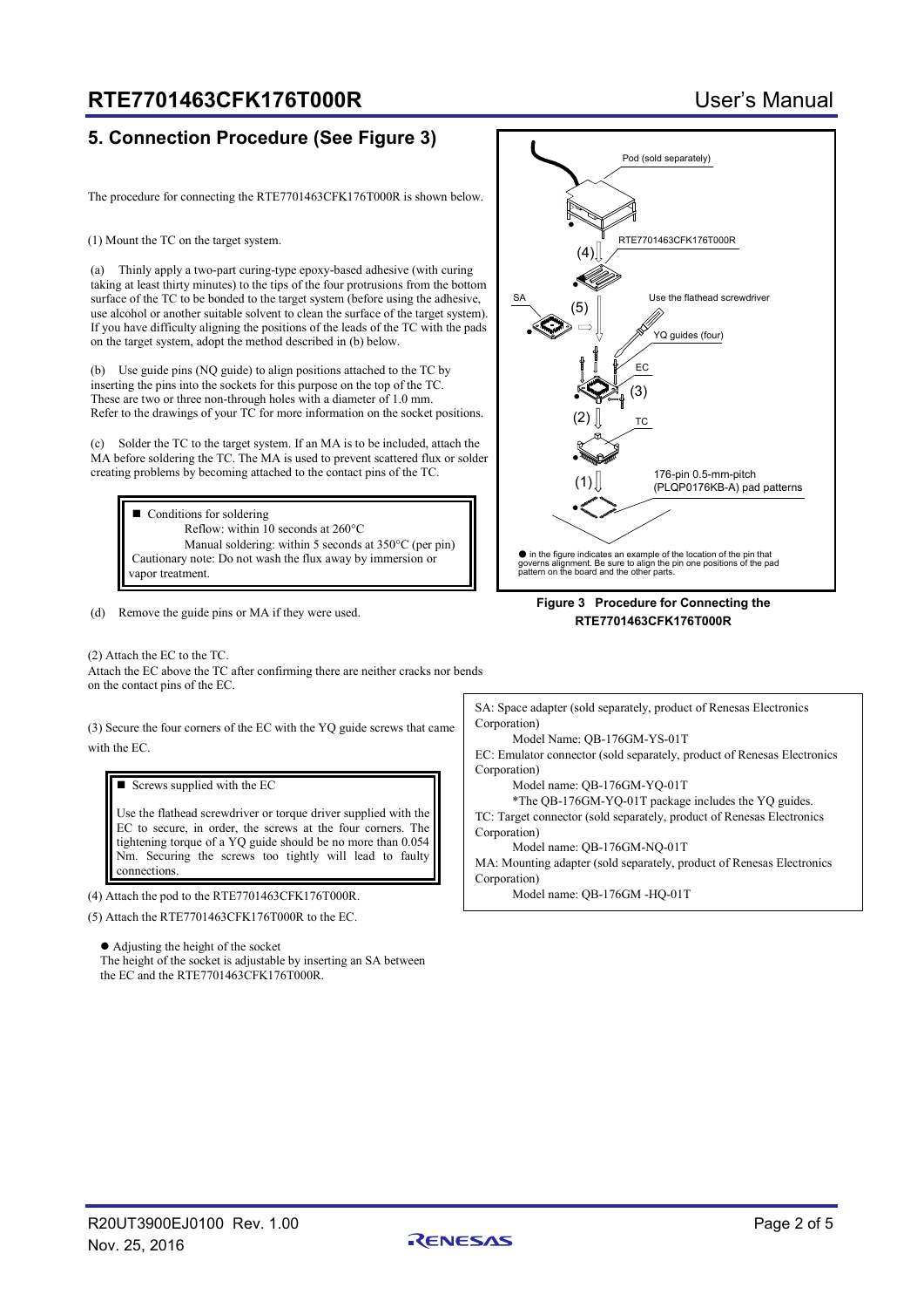## 5. Connection Procedure (See Figure 3)

The procedure for connecting the RTE7701463CFK176T000R is shown below.

(1) Mount the TC on the target system.

(a) Thinly apply a two-part curing-type epoxy-based adhesive (with curing taking at least thirty minutes) to the tips of the four protrusions from the bottom surface of the TC to be bonded to the target system (before using the adhesive, use alcohol or another suitable solvent to clean the surface of the target system). If you have difficulty aligning the positions of the leads of the TC with the pads on the target system, adopt the method described in (b) below.

(b) Use guide pins (NQ guide) to align positions attached to the TC by inserting the pins into the sockets for this purpose on the top of the TC. These are two or three non-through holes with a diameter of 1.0 mm. Refer to the drawings of your TC for more information on the socket positions.

(c) Solder the TC to the target system. If an MA is to be included, attach the MA before soldering the TC. The MA is used to prevent scattered flux or solder creating problems by becoming attached to the contact pins of the TC.

> ■ Conditions for soldering
> Reflow: within 10 seconds at 260°C
> Manual soldering: within 5 seconds at 350°C (per pin)
> Cautionary note: Do not wash the flux away by immersion or vapor treatment.

(d) Remove the guide pins or MA if they were used.

(2) Attach the EC to the TC.
Attach the EC above the TC after confirming there are neither cracks nor bends on the contact pins of the EC.

(3) Secure the four corners of the EC with the YQ guide screws that came with the EC.

> ■ Screws supplied with the EC
>
> Use the flathead screwdriver or torque driver supplied with the EC to secure, in order, the screws at the four corners. The tightening torque of a YQ guide should be no more than 0.054 Nm. Securing the screws too tightly will lead to faulty connections.

(4) Attach the pod to the RTE7701463CFK176T000R.

(5) Attach the RTE7701463CFK176T000R to the EC.

● Adjusting the height of the socket
The height of the socket is adjustable by inserting an SA between the EC and the RTE7701463CFK176T000R.

Pod (sold separately)
RTE7701463CFK176T000R
SA
Use the flathead screwdriver
YQ guides (four)
EC
TC
176-pin 0.5-mm-pitch (PLQP0176KB-A) pad patterns

● in the figure indicates an example of the location of the pin that governs alignment. Be sure to align the pin one positions of the pad pattern on the board and the other parts.

**Figure 3 Procedure for Connecting the RTE7701463CFK176T000R**

> SA: Space adapter (sold separately, product of Renesas Electronics Corporation)
> Model Name: QB-176GM-YS-01T
> EC: Emulator connector (sold separately, product of Renesas Electronics Corporation)
> Model name: QB-176GM-YQ-01T
> *The QB-176GM-YQ-01T package includes the YQ guides.
> TC: Target connector (sold separately, product of Renesas Electronics Corporation)
> Model name: QB-176GM-NQ-01T
> MA: Mounting adapter (sold separately, product of Renesas Electronics Corporation)
> Model name: QB-176GM -HQ-01T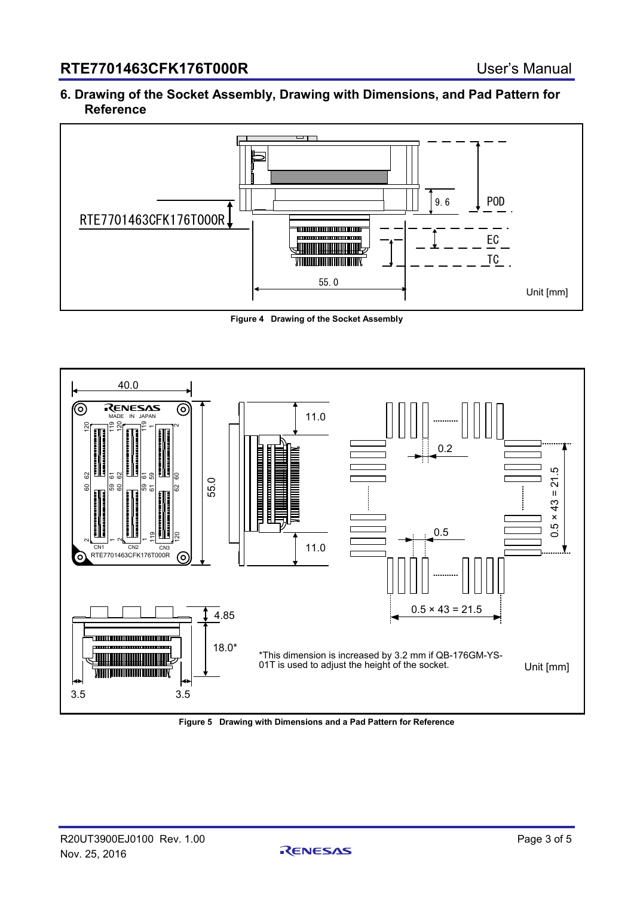## 6. Drawing of the Socket Assembly, Drawing with Dimensions, and Pad Pattern for Reference

RTE7701463CFK176T000R

9.6

POD

EC

TC

55.0

Unit [mm]

**Figure 4 Drawing of the Socket Assembly**

40.0

55.0

11.0

11.0

0.2

0.5

$0.5 \times 43 = 21.5$

$0.5 \times 43 = 21.5$

4.85

18.0*

3.5

3.5

*This dimension is increased by 3.2 mm if QB-176GM-YS-01T is used to adjust the height of the socket.

Unit [mm]

**Figure 5 Drawing with Dimensions and a Pad Pattern for Reference**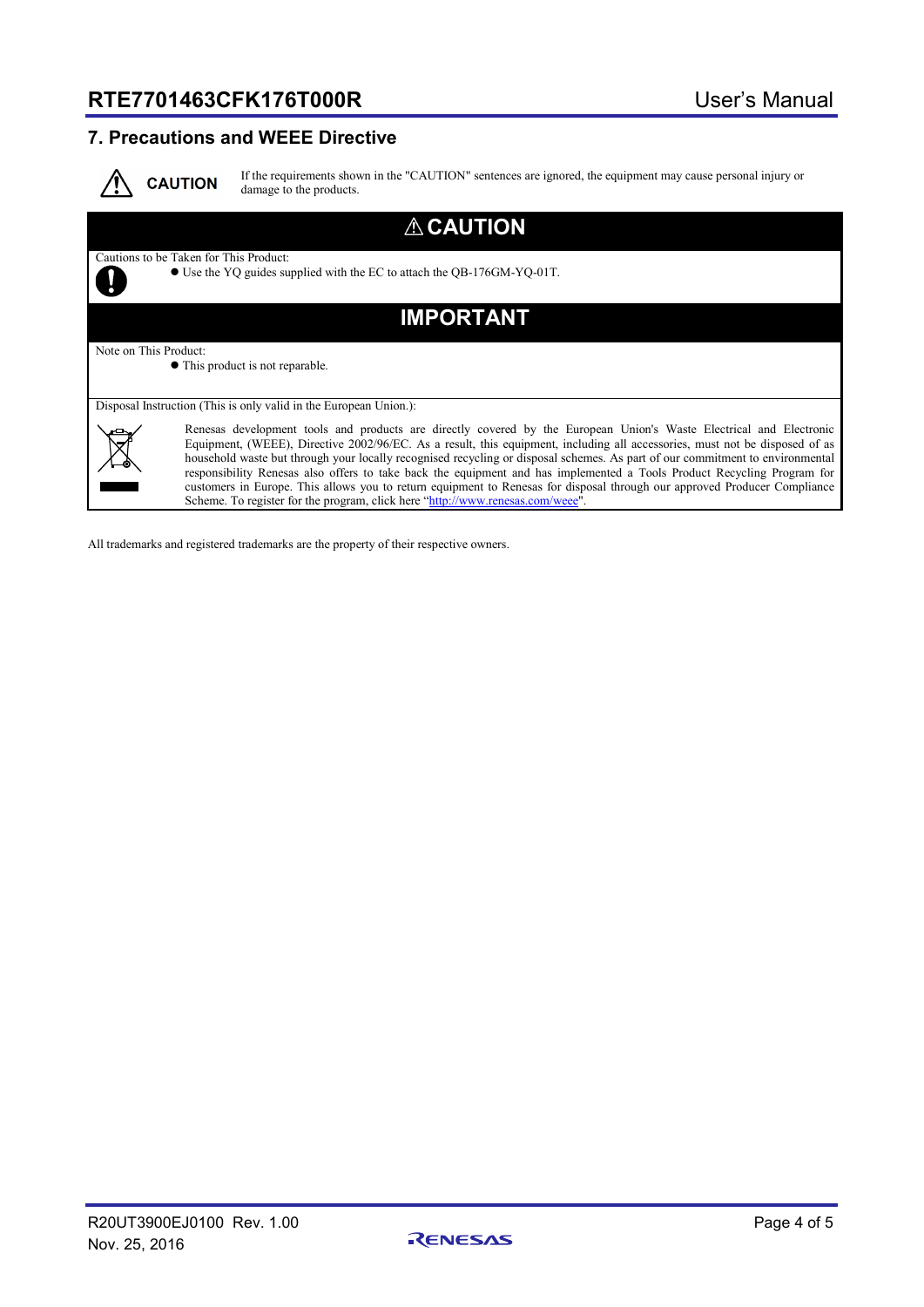## 7. Precautions and WEEE Directive

**CAUTION** If the requirements shown in the "CAUTION" sentences are ignored, the equipment may cause personal injury or damage to the products.

### ⚠ CAUTION

Cautions to be Taken for This Product:

- Use the YQ guides supplied with the EC to attach the QB-176GM-YQ-01T.

### IMPORTANT

Note on This Product:

- This product is not reparable.

Disposal Instruction (This is only valid in the European Union.):

Renesas development tools and products are directly covered by the European Union's Waste Electrical and Electronic Equipment, (WEEE), Directive 2002/96/EC. As a result, this equipment, including all accessories, must not be disposed of as household waste but through your locally recognised recycling or disposal schemes. As part of our commitment to environmental responsibility Renesas also offers to take back the equipment and has implemented a Tools Product Recycling Program for customers in Europe. This allows you to return equipment to Renesas for disposal through our approved Producer Compliance Scheme. To register for the program, click here "http://www.renesas.com/weee".

All trademarks and registered trademarks are the property of their respective owners.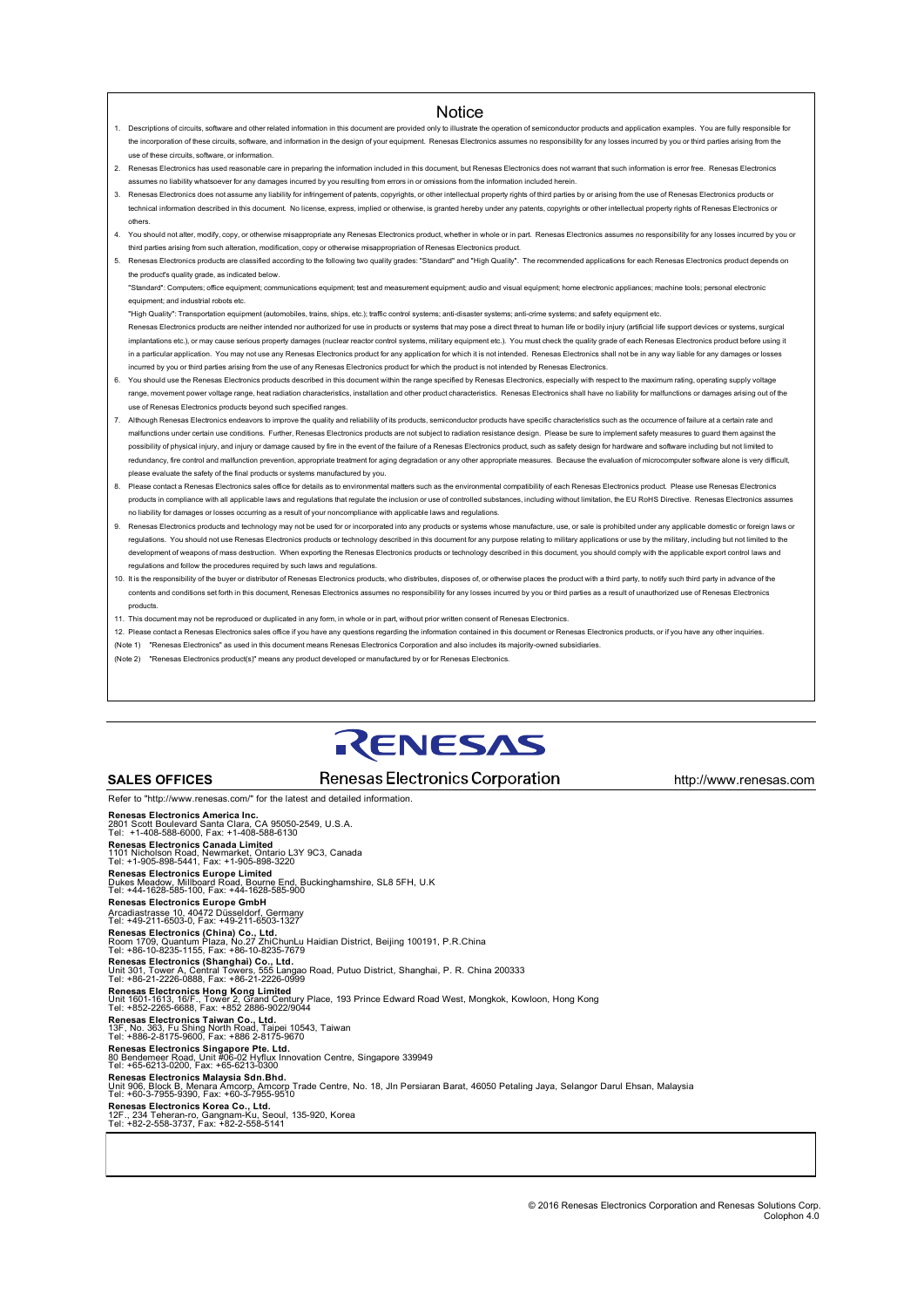# Notice

1. Descriptions of circuits, software and other related information in this document are provided only to illustrate the operation of semiconductor products and application examples. You are fully responsible for the incorporation of these circuits, software, and information in the design of your equipment. Renesas Electronics assumes no responsibility for any losses incurred by you or third parties arising from the use of these circuits, software, or information.
2. Renesas Electronics has used reasonable care in preparing the information included in this document, but Renesas Electronics does not warrant that such information is error free. Renesas Electronics assumes no liability whatsoever for any damages incurred by you resulting from errors in or omissions from the information included herein.
3. Renesas Electronics does not assume any liability for infringement of patents, copyrights, or other intellectual property rights of third parties by or arising from the use of Renesas Electronics products or technical information described in this document. No license, express, implied or otherwise, is granted hereby under any patents, copyrights or other intellectual property rights of Renesas Electronics or others.
4. You should not alter, modify, copy, or otherwise misappropriate any Renesas Electronics product, whether in whole or in part. Renesas Electronics assumes no responsibility for any losses incurred by you or third parties arising from such alteration, modification, copy or otherwise misappropriation of Renesas Electronics product.
5. Renesas Electronics products are classified according to the following two quality grades: "Standard" and "High Quality". The recommended applications for each Renesas Electronics product depends on the product's quality grade, as indicated below.
   "Standard": Computers; office equipment; communications equipment; test and measurement equipment; audio and visual equipment; home electronic appliances; machine tools; personal electronic equipment; and industrial robots etc.
   "High Quality": Transportation equipment (automobiles, trains, ships, etc.); traffic control systems; anti-disaster systems; anti-crime systems; and safety equipment etc.
   Renesas Electronics products are neither intended nor authorized for use in products or systems that may pose a direct threat to human life or bodily injury (artificial life support devices or systems, surgical implantations etc.), or may cause serious property damages (nuclear reactor control systems, military equipment etc.). You must check the quality grade of each Renesas Electronics product before using it in a particular application. You may not use any Renesas Electronics product for any application for which it is not intended. Renesas Electronics shall not be in any way liable for any damages or losses incurred by you or third parties arising from the use of any Renesas Electronics product for which the product is not intended by Renesas Electronics.
6. You should use the Renesas Electronics products described in this document within the range specified by Renesas Electronics, especially with respect to the maximum rating, operating supply voltage range, movement power voltage range, heat radiation characteristics, installation and other product characteristics. Renesas Electronics shall have no liability for malfunctions or damages arising out of the use of Renesas Electronics products beyond such specified ranges.
7. Although Renesas Electronics endeavors to improve the quality and reliability of its products, semiconductor products have specific characteristics such as the occurrence of failure at a certain rate and malfunctions under certain use conditions. Further, Renesas Electronics products are not subject to radiation resistance design. Please be sure to implement safety measures to guard them against the possibility of physical injury, and injury or damage caused by fire in the event of the failure of a Renesas Electronics product, such as safety design for hardware and software including but not limited to redundancy, fire control and malfunction prevention, appropriate treatment for aging degradation or any other appropriate measures. Because the evaluation of microcomputer software alone is very difficult, please evaluate the safety of the final products or systems manufactured by you.
8. Please contact a Renesas Electronics sales office for details as to environmental matters such as the environmental compatibility of each Renesas Electronics product. Please use Renesas Electronics products in compliance with all applicable laws and regulations that regulate the inclusion or use of controlled substances, including without limitation, the EU RoHS Directive. Renesas Electronics assumes no liability for damages or losses occurring as a result of your noncompliance with applicable laws and regulations.
9. Renesas Electronics products and technology may not be used for or incorporated into any products or systems whose manufacture, use, or sale is prohibited under any applicable domestic or foreign laws or regulations. You should not use Renesas Electronics products or technology described in this document for any purpose relating to military applications or use by the military, including but not limited to the development of weapons of mass destruction. When exporting the Renesas Electronics products or technology described in this document, you should comply with the applicable export control laws and regulations and follow the procedures required by such laws and regulations.
10. It is the responsibility of the buyer or distributor of Renesas Electronics products, who distributes, disposes of, or otherwise places the product with a third party, to notify such third party in advance of the contents and conditions set forth in this document, Renesas Electronics assumes no responsibility for any losses incurred by you or third parties as a result of unauthorized use of Renesas Electronics products.
11. This document may not be reproduced or duplicated in any form, in whole or in part, without prior written consent of Renesas Electronics.
12. Please contact a Renesas Electronics sales office if you have any questions regarding the information contained in this document or Renesas Electronics products, or if you have any other inquiries.

(Note 1) "Renesas Electronics" as used in this document means Renesas Electronics Corporation and also includes its majority-owned subsidiaries.

(Note 2) "Renesas Electronics product(s)" means any product developed or manufactured by or for Renesas Electronics.

RENESAS

## SALES OFFICES

Renesas Electronics Corporation

http://www.renesas.com

Refer to "http://www.renesas.com/" for the latest and detailed information.

**Renesas Electronics America Inc.**
2801 Scott Boulevard Santa Clara, CA 95050-2549, U.S.A.
Tel: +1-408-588-6000, Fax: +1-408-588-6130

**Renesas Electronics Canada Limited**
1101 Nicholson Road, Newmarket, Ontario L3Y 9C3, Canada
Tel: +1-905-898-5441, Fax: +1-905-898-3220

**Renesas Electronics Europe Limited**
Dukes Meadow, Millboard Road, Bourne End, Buckinghamshire, SL8 5FH, U.K
Tel: +44-1628-585-100, Fax: +44-1628-585-900

**Renesas Electronics Europe GmbH**
Arcadiastrasse 10, 40472 Düsseldorf, Germany
Tel: +49-211-6503-0, Fax: +49-211-6503-1327

**Renesas Electronics (China) Co., Ltd.**
Room 1709, Quantum Plaza, No.27 ZhiChunLu Haidian District, Beijing 100191, P.R.China
Tel: +86-10-8235-1155, Fax: +86-10-8235-7679

**Renesas Electronics (Shanghai) Co., Ltd.**
Unit 301, Tower A, Central Towers, 555 Langao Road, Putuo District, Shanghai, P. R. China 200333
Tel: +86-21-2226-0888, Fax: +86-21-2226-0999

**Renesas Electronics Hong Kong Limited**
Unit 1601-1613, 16/F., Tower 2, Grand Century Place, 193 Prince Edward Road West, Mongkok, Kowloon, Hong Kong
Tel: +852-2265-6688, Fax: +852 2886-9022/9044

**Renesas Electronics Taiwan Co., Ltd.**
13F, No. 363, Fu Shing North Road, Taipei 10543, Taiwan
Tel: +886-2-8175-9600, Fax: +886 2-8175-9670

**Renesas Electronics Singapore Pte. Ltd.**
80 Bendemeer Road, Unit #06-02 Hyflux Innovation Centre, Singapore 339949
Tel: +65-6213-0200, Fax: +65-6213-0300

**Renesas Electronics Malaysia Sdn.Bhd.**
Unit 906, Block B, Menara Amcorp, Amcorp Trade Centre, No. 18, Jln Persiaran Barat, 46050 Petaling Jaya, Selangor Darul Ehsan, Malaysia
Tel: +60-3-7955-9390, Fax: +60-3-7955-9510

**Renesas Electronics Korea Co., Ltd.**
12F., 234 Teheran-ro, Gangnam-Ku, Seoul, 135-920, Korea
Tel: +82-2-558-3737, Fax: +82-2-558-5141

© 2016 Renesas Electronics Corporation and Renesas Solutions Corp.
Colophon 4.0